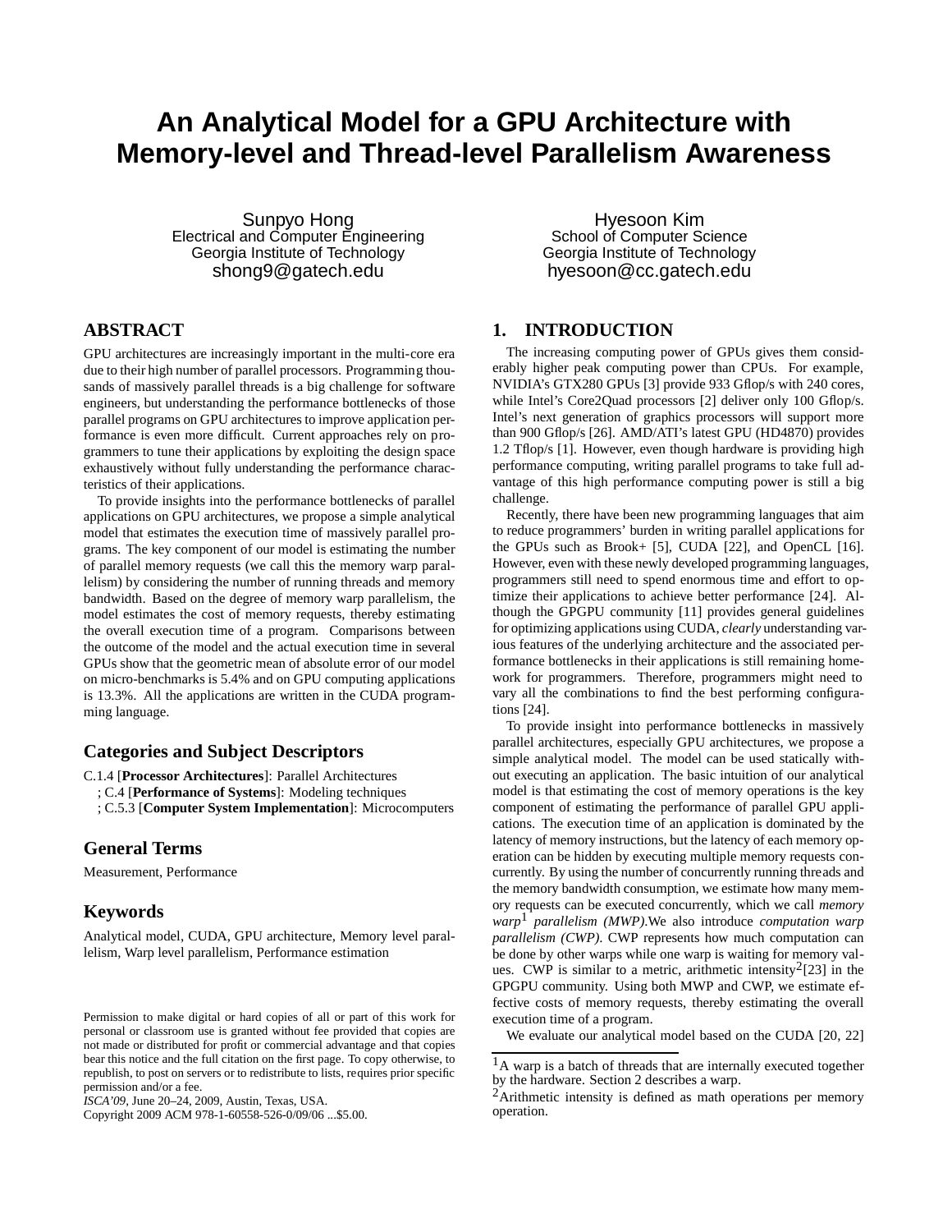# An Analytical Model for a GPU Architecture with Memory-level and Thread-level Parallelism Awareness

Sunpyo Hong
Electrical and Computer Engineering
Georgia Institute of Technology
shong9@gatech.edu

Hyesoon Kim
School of Computer Science
Georgia Institute of Technology
hyesoon@cc.gatech.edu

## ABSTRACT

GPU architectures are increasingly important in the multi-core era due to their high number of parallel processors. Programming thousands of massively parallel threads is a big challenge for software engineers, but understanding the performance bottlenecks of those parallel programs on GPU architectures to improve application performance is even more difficult. Current approaches rely on programmers to tune their applications by exploiting the design space exhaustively without fully understanding the performance characteristics of their applications.

To provide insights into the performance bottlenecks of parallel applications on GPU architectures, we propose a simple analytical model that estimates the execution time of massively parallel programs. The key component of our model is estimating the number of parallel memory requests (we call this the memory warp parallelism) by considering the number of running threads and memory bandwidth. Based on the degree of memory warp parallelism, the model estimates the cost of memory requests, thereby estimating the overall execution time of a program. Comparisons between the outcome of the model and the actual execution time in several GPUs show that the geometric mean of absolute error of our model on micro-benchmarks is 5.4% and on GPU computing applications is 13.3%. All the applications are written in the CUDA programming language.

### Categories and Subject Descriptors

C.1.4 [**Processor Architectures**]: Parallel Architectures
; C.4 [**Performance of Systems**]: Modeling techniques
; C.5.3 [**Computer System Implementation**]: Microcomputers

### General Terms

Measurement, Performance

### Keywords

Analytical model, CUDA, GPU architecture, Memory level parallelism, Warp level parallelism, Performance estimation

Permission to make digital or hard copies of all or part of this work for personal or classroom use is granted without fee provided that copies are not made or distributed for profit or commercial advantage and that copies bear this notice and the full citation on the first page. To copy otherwise, to republish, to post on servers or to redistribute to lists, requires prior specific permission and/or a fee.
*ISCA'09*, June 20–24, 2009, Austin, Texas, USA.
Copyright 2009 ACM 978-1-60558-526-0/09/06 ...$5.00.

## 1. INTRODUCTION

The increasing computing power of GPUs gives them considerably higher peak computing power than CPUs. For example, NVIDIA's GTX280 GPUs [3] provide 933 Gflop/s with 240 cores, while Intel's Core2Quad processors [2] deliver only 100 Gflop/s. Intel's next generation of graphics processors will support more than 900 Gflop/s [26]. AMD/ATI's latest GPU (HD4870) provides 1.2 Tflop/s [1]. However, even though hardware is providing high performance computing, writing parallel programs to take full advantage of this high performance computing power is still a big challenge.

Recently, there have been new programming languages that aim to reduce programmers' burden in writing parallel applications for the GPUs such as Brook+ [5], CUDA [22], and OpenCL [16]. However, even with these newly developed programming languages, programmers still need to spend enormous time and effort to optimize their applications to achieve better performance [24]. Although the GPGPU community [11] provides general guidelines for optimizing applications using CUDA, *clearly* understanding various features of the underlying architecture and the associated performance bottlenecks in their applications is still remaining homework for programmers. Therefore, programmers might need to vary all the combinations to find the best performing configurations [24].

To provide insight into performance bottlenecks in massively parallel architectures, especially GPU architectures, we propose a simple analytical model. The model can be used statically without executing an application. The basic intuition of our analytical model is that estimating the cost of memory operations is the key component of estimating the performance of parallel GPU applications. The execution time of an application is dominated by the latency of memory instructions, but the latency of each memory operation can be hidden by executing multiple memory requests concurrently. By using the number of concurrently running threads and the memory bandwidth consumption, we estimate how many memory requests can be executed concurrently, which we call *memory warp*[1] *parallelism (MWP)*.We also introduce *computation warp parallelism (CWP)*. CWP represents how much computation can be done by other warps while one warp is waiting for memory values. CWP is similar to a metric, arithmetic intensity[2][23] in the GPGPU community. Using both MWP and CWP, we estimate effective costs of memory requests, thereby estimating the overall execution time of a program.

We evaluate our analytical model based on the CUDA [20, 22]

[1]A warp is a batch of threads that are internally executed together by the hardware. Section 2 describes a warp.

[2]Arithmetic intensity is defined as math operations per memory operation.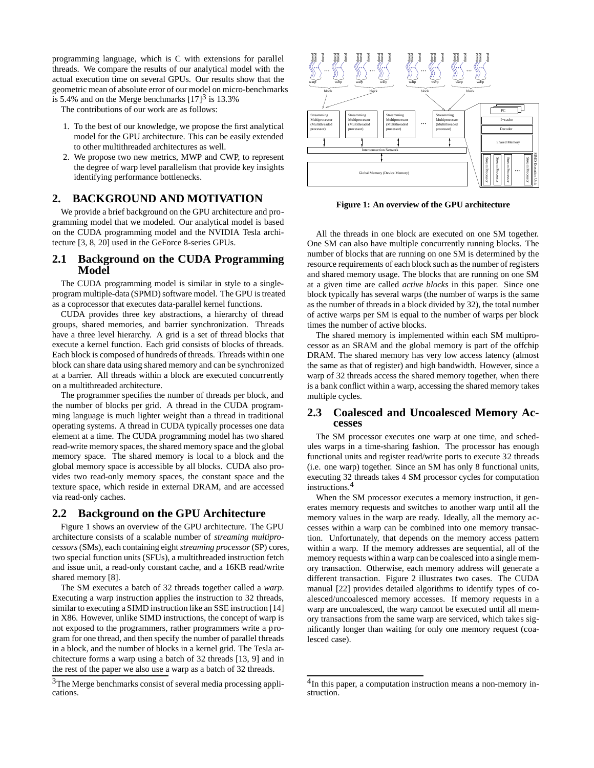programming language, which is C with extensions for parallel threads. We compare the results of our analytical model with the actual execution time on several GPUs. Our results show that the geometric mean of absolute error of our model on micro-benchmarks is 5.4% and on the Merge benchmarks [17][3] is 13.3%

The contributions of our work are as follows:

1. To the best of our knowledge, we propose the first analytical model for the GPU architecture. This can be easily extended to other multithreaded architectures as well.
2. We propose two new metrics, MWP and CWP, to represent the degree of warp level parallelism that provide key insights identifying performance bottlenecks.

## 2. BACKGROUND AND MOTIVATION

We provide a brief background on the GPU architecture and programming model that we modeled. Our analytical model is based on the CUDA programming model and the NVIDIA Tesla architecture [3, 8, 20] used in the GeForce 8-series GPUs.

### 2.1 Background on the CUDA Programming Model

The CUDA programming model is similar in style to a single-program multiple-data (SPMD) software model. The GPU is treated as a coprocessor that executes data-parallel kernel functions.

CUDA provides three key abstractions, a hierarchy of thread groups, shared memories, and barrier synchronization. Threads have a three level hierarchy. A grid is a set of thread blocks that execute a kernel function. Each grid consists of blocks of threads. Each block is composed of hundreds of threads. Threads within one block can share data using shared memory and can be synchronized at a barrier. All threads within a block are executed concurrently on a multithreaded architecture.

The programmer specifies the number of threads per block, and the number of blocks per grid. A thread in the CUDA programming language is much lighter weight than a thread in traditional operating systems. A thread in CUDA typically processes one data element at a time. The CUDA programming model has two shared read-write memory spaces, the shared memory space and the global memory space. The shared memory is local to a block and the global memory space is accessible by all blocks. CUDA also provides two read-only memory spaces, the constant space and the texture space, which reside in external DRAM, and are accessed via read-only caches.

### 2.2 Background on the GPU Architecture

Figure 1 shows an overview of the GPU architecture. The GPU architecture consists of a scalable number of *streaming multiprocessors* (SMs), each containing eight *streaming processor* (SP) cores, two special function units (SFUs), a multithreaded instruction fetch and issue unit, a read-only constant cache, and a 16KB read/write shared memory [8].

The SM executes a batch of 32 threads together called a *warp*. Executing a warp instruction applies the instruction to 32 threads, similar to executing a SIMD instruction like an SSE instruction [14] in X86. However, unlike SIMD instructions, the concept of warp is not exposed to the programmers, rather programmers write a program for one thread, and then specify the number of parallel threads in a block, and the number of blocks in a kernel grid. The Tesla architecture forms a warp using a batch of 32 threads [13, 9] and in the rest of the paper we also use a warp as a batch of 32 threads.

**Figure 1: An overview of the GPU architecture**

All the threads in one block are executed on one SM together. One SM can also have multiple concurrently running blocks. The number of blocks that are running on one SM is determined by the resource requirements of each block such as the number of registers and shared memory usage. The blocks that are running on one SM at a given time are called *active blocks* in this paper. Since one block typically has several warps (the number of warps is the same as the number of threads in a block divided by 32), the total number of active warps per SM is equal to the number of warps per block times the number of active blocks.

The shared memory is implemented within each SM multiprocessor as an SRAM and the global memory is part of the offchip DRAM. The shared memory has very low access latency (almost the same as that of register) and high bandwidth. However, since a warp of 32 threads access the shared memory together, when there is a bank conflict within a warp, accessing the shared memory takes multiple cycles.

### 2.3 Coalesced and Uncoalesced Memory Accesses

The SM processor executes one warp at one time, and schedules warps in a time-sharing fashion. The processor has enough functional units and register read/write ports to execute 32 threads (i.e. one warp) together. Since an SM has only 8 functional units, executing 32 threads takes 4 SM processor cycles for computation instructions.[4]

When the SM processor executes a memory instruction, it generates memory requests and switches to another warp until all the memory values in the warp are ready. Ideally, all the memory accesses within a warp can be combined into one memory transaction. Unfortunately, that depends on the memory access pattern within a warp. If the memory addresses are sequential, all of the memory requests within a warp can be coalesced into a single memory transaction. Otherwise, each memory address will generate a different transaction. Figure 2 illustrates two cases. The CUDA manual [22] provides detailed algorithms to identify types of coalesced/uncoalesced memory accesses. If memory requests in a warp are uncoalesced, the warp cannot be executed until all memory transactions from the same warp are serviced, which takes significantly longer than waiting for only one memory request (coalesced case).

[3]The Merge benchmarks consist of several media processing applications.

[4]In this paper, a computation instruction means a non-memory instruction.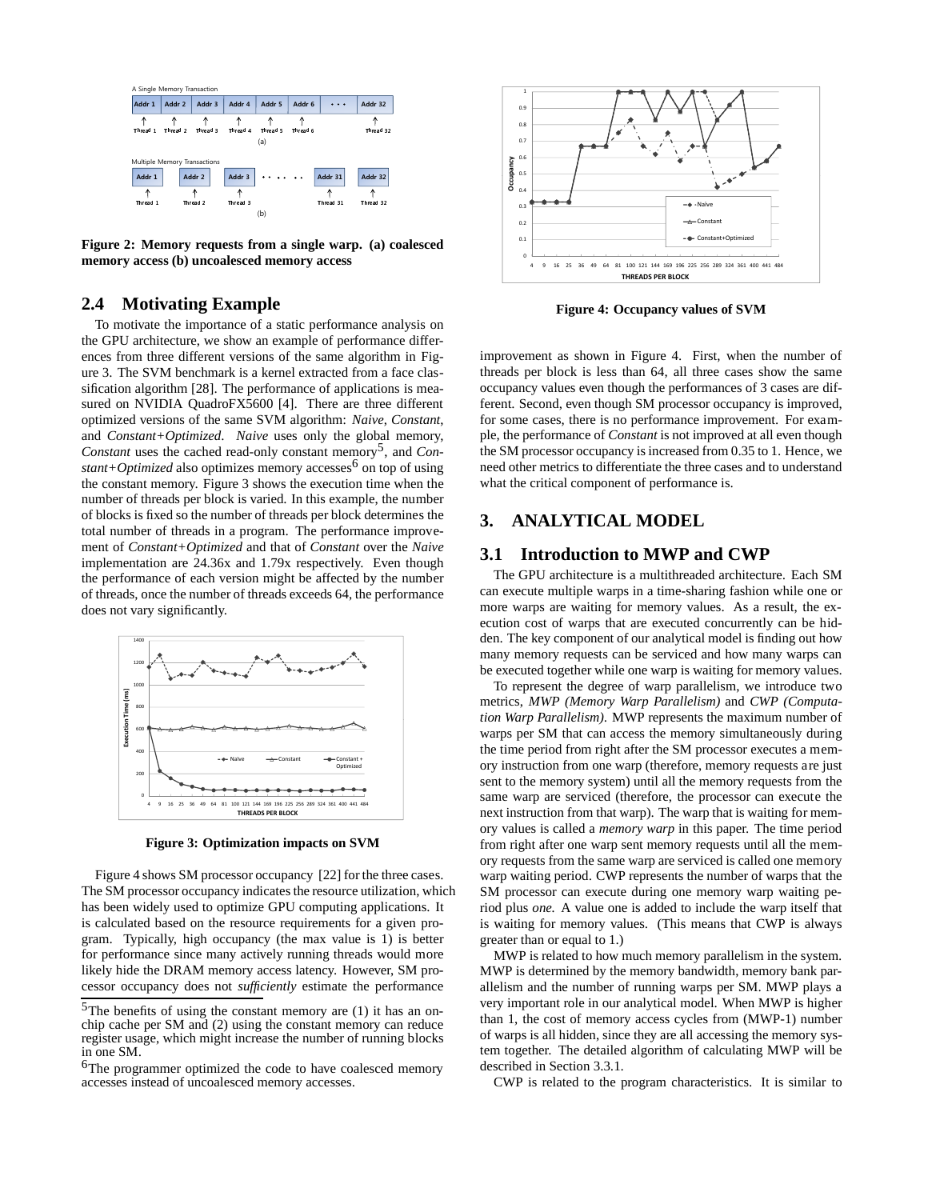Figure 2: Memory requests from a single warp. (a) coalesced memory access (b) uncoalesced memory access

## 2.4 Motivating Example

To motivate the importance of a static performance analysis on the GPU architecture, we show an example of performance differences from three different versions of the same algorithm in Figure 3. The SVM benchmark is a kernel extracted from a face classification algorithm [28]. The performance of applications is measured on NVIDIA QuadroFX5600 [4]. There are three different optimized versions of the same SVM algorithm: *Naive*, *Constant*, and *Constant+Optimized*. *Naive* uses only the global memory, *Constant* uses the cached read-only constant memory[5], and *Constant+Optimized* also optimizes memory accesses[6] on top of using the constant memory. Figure 3 shows the execution time when the number of threads per block is varied. In this example, the number of blocks is fixed so the number of threads per block determines the total number of threads in a program. The performance improvement of *Constant+Optimized* and that of *Constant* over the *Naive* implementation are 24.36x and 1.79x respectively. Even though the performance of each version might be affected by the number of threads, once the number of threads exceeds 64, the performance does not vary significantly.

Figure 3: Optimization impacts on SVM

Figure 4 shows SM processor occupancy [22] for the three cases. The SM processor occupancy indicates the resource utilization, which has been widely used to optimize GPU computing applications. It is calculated based on the resource requirements for a given program. Typically, high occupancy (the max value is 1) is better for performance since many actively running threads would more likely hide the DRAM memory access latency. However, SM processor occupancy does not *sufficiently* estimate the performance improvement as shown in Figure 4. First, when the number of threads per block is less than 64, all three cases show the same occupancy values even though the performances of 3 cases are different. Second, even though SM processor occupancy is improved, for some cases, there is no performance improvement. For example, the performance of *Constant* is not improved at all even though the SM processor occupancy is increased from 0.35 to 1. Hence, we need other metrics to differentiate the three cases and to understand what the critical component of performance is.

Figure 4: Occupancy values of SVM

## 3. ANALYTICAL MODEL

### 3.1 Introduction to MWP and CWP

The GPU architecture is a multithreaded architecture. Each SM can execute multiple warps in a time-sharing fashion while one or more warps are waiting for memory values. As a result, the execution cost of warps that are executed concurrently can be hidden. The key component of our analytical model is finding out how many memory requests can be serviced and how many warps can be executed together while one warp is waiting for memory values.

To represent the degree of warp parallelism, we introduce two metrics, *MWP (Memory Warp Parallelism)* and *CWP (Computation Warp Parallelism)*. MWP represents the maximum number of warps per SM that can access the memory simultaneously during the time period from right after the SM processor executes a memory instruction from one warp (therefore, memory requests are just sent to the memory system) until all the memory requests from the same warp are serviced (therefore, the processor can execute the next instruction from that warp). The warp that is waiting for memory values is called a *memory warp* in this paper. The time period from right after one warp sent memory requests until all the memory requests from the same warp are serviced is called one memory warp waiting period. CWP represents the number of warps that the SM processor can execute during one memory warp waiting period plus *one.* A value one is added to include the warp itself that is waiting for memory values. (This means that CWP is always greater than or equal to 1.)

MWP is related to how much memory parallelism in the system. MWP is determined by the memory bandwidth, memory bank parallelism and the number of running warps per SM. MWP plays a very important role in our analytical model. When MWP is higher than 1, the cost of memory access cycles from (MWP-1) number of warps is all hidden, since they are all accessing the memory system together. The detailed algorithm of calculating MWP will be described in Section 3.3.1.

CWP is related to the program characteristics. It is similar to

[5] The benefits of using the constant memory are (1) it has an on-chip cache per SM and (2) using the constant memory can reduce register usage, which might increase the number of running blocks in one SM.

[6] The programmer optimized the code to have coalesced memory accesses instead of uncoalesced memory accesses.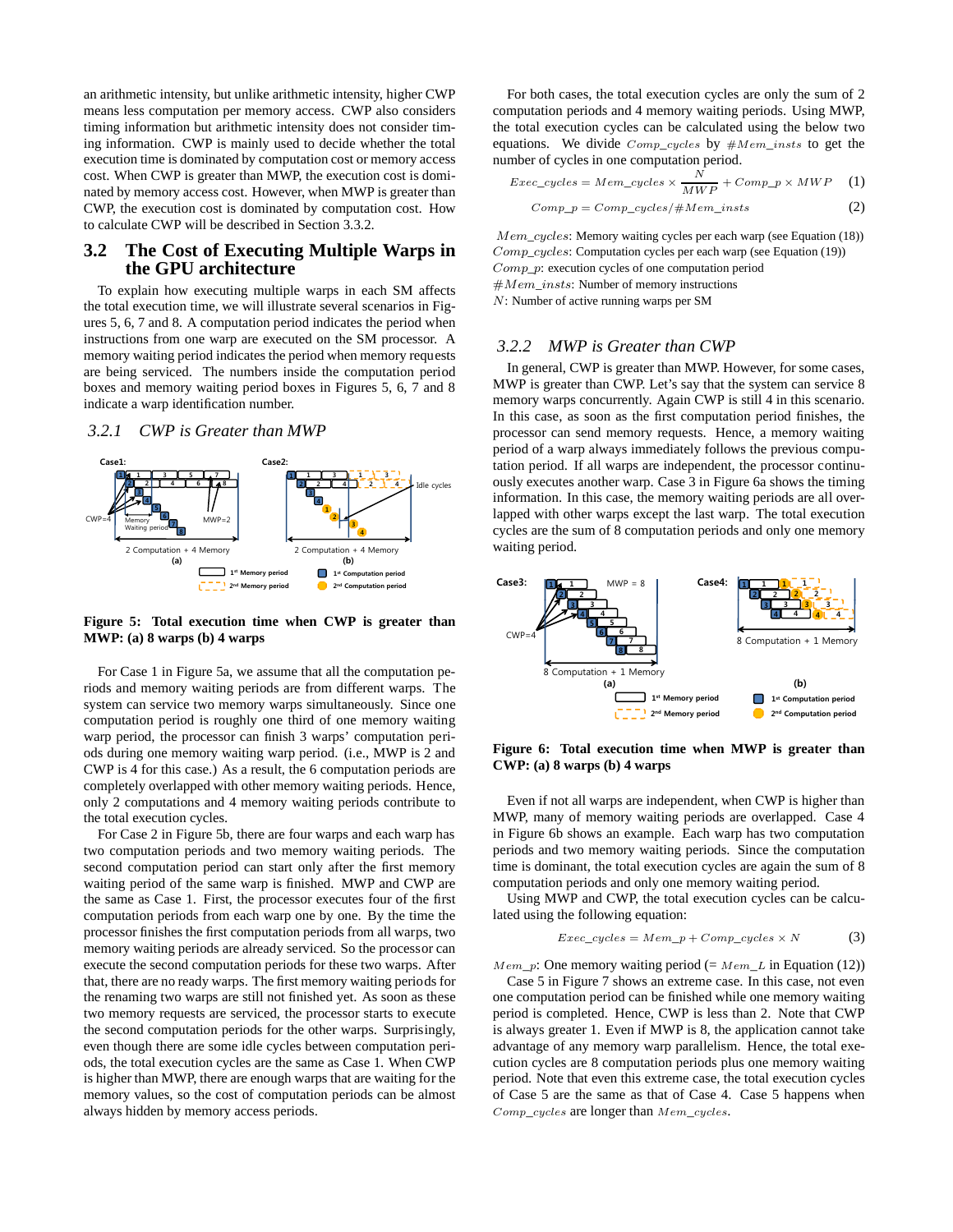an arithmetic intensity, but unlike arithmetic intensity, higher CWP means less computation per memory access. CWP also considers timing information but arithmetic intensity does not consider timing information. CWP is mainly used to decide whether the total execution time is dominated by computation cost or memory access cost. When CWP is greater than MWP, the execution cost is dominated by memory access cost. However, when MWP is greater than CWP, the execution cost is dominated by computation cost. How to calculate CWP will be described in Section 3.3.2.

## 3.2 The Cost of Executing Multiple Warps in the GPU architecture

To explain how executing multiple warps in each SM affects the total execution time, we will illustrate several scenarios in Figures 5, 6, 7 and 8. A computation period indicates the period when instructions from one warp are executed on the SM processor. A memory waiting period indicates the period when memory requests are being serviced. The numbers inside the computation period boxes and memory waiting period boxes in Figures 5, 6, 7 and 8 indicate a warp identification number.

### 3.2.1 CWP is Greater than MWP

**Figure 5: Total execution time when CWP is greater than MWP: (a) 8 warps (b) 4 warps**

For Case 1 in Figure 5a, we assume that all the computation periods and memory waiting periods are from different warps. The system can service two memory warps simultaneously. Since one computation period is roughly one third of one memory waiting warp period, the processor can finish 3 warps' computation periods during one memory waiting warp period. (i.e., MWP is 2 and CWP is 4 for this case.) As a result, the 6 computation periods are completely overlapped with other memory waiting periods. Hence, only 2 computations and 4 memory waiting periods contribute to the total execution cycles.

For Case 2 in Figure 5b, there are four warps and each warp has two computation periods and two memory waiting periods. The second computation period can start only after the first memory waiting period of the same warp is finished. MWP and CWP are the same as Case 1. First, the processor executes four of the first computation periods from each warp one by one. By the time the processor finishes the first computation periods from all warps, two memory waiting periods are already serviced. So the processor can execute the second computation periods for these two warps. After that, there are no ready warps. The first memory waiting periods for the renaming two warps are still not finished yet. As soon as these two memory requests are serviced, the processor starts to execute the second computation periods for the other warps. Surprisingly, even though there are some idle cycles between computation periods, the total execution cycles are the same as Case 1. When CWP is higher than MWP, there are enough warps that are waiting for the memory values, so the cost of computation periods can be almost always hidden by memory access periods.

For both cases, the total execution cycles are only the sum of 2 computation periods and 4 memory waiting periods. Using MWP, the total execution cycles can be calculated using the below two equations. We divide $Comp\_cycles$ by $\#Mem\_insts$ to get the number of cycles in one computation period.

$$Exec\_cycles = Mem\_cycles \times \frac{N}{MWP} + Comp\_p \times MWP \quad (1)$$

$$Comp\_p = Comp\_cycles/\#Mem\_insts \quad (2)$$

$Mem\_cycles$: Memory waiting cycles per each warp (see Equation (18))
$Comp\_cycles$: Computation cycles per each warp (see Equation (19))
$Comp\_p$: execution cycles of one computation period
$\#Mem\_insts$: Number of memory instructions
$N$: Number of active running warps per SM

### 3.2.2 MWP is Greater than CWP

In general, CWP is greater than MWP. However, for some cases, MWP is greater than CWP. Let's say that the system can service 8 memory warps concurrently. Again CWP is still 4 in this scenario. In this case, as soon as the first computation period finishes, the processor can send memory requests. Hence, a memory waiting period of a warp always immediately follows the previous computation period. If all warps are independent, the processor continuously executes another warp. Case 3 in Figure 6a shows the timing information. In this case, the memory waiting periods are all overlapped with other warps except the last warp. The total execution cycles are the sum of 8 computation periods and only one memory waiting period.

**Figure 6: Total execution time when MWP is greater than CWP: (a) 8 warps (b) 4 warps**

Even if not all warps are independent, when CWP is higher than MWP, many of memory waiting periods are overlapped. Case 4 in Figure 6b shows an example. Each warp has two computation periods and two memory waiting periods. Since the computation time is dominant, the total execution cycles are again the sum of 8 computation periods and only one memory waiting period.

Using MWP and CWP, the total execution cycles can be calculated using the following equation:

$$Exec\_cycles = Mem\_p + Comp\_cycles \times N \quad (3)$$

$Mem\_p$: One memory waiting period (= $Mem\_L$ in Equation (12))

Case 5 in Figure 7 shows an extreme case. In this case, not even one computation period can be finished while one memory waiting period is completed. Hence, CWP is less than 2. Note that CWP is always greater 1. Even if MWP is 8, the application cannot take advantage of any memory warp parallelism. Hence, the total execution cycles are 8 computation periods plus one memory waiting period. Note that even this extreme case, the total execution cycles of Case 5 are the same as that of Case 4. Case 5 happens when $Comp\_cycles$ are longer than $Mem\_cycles$.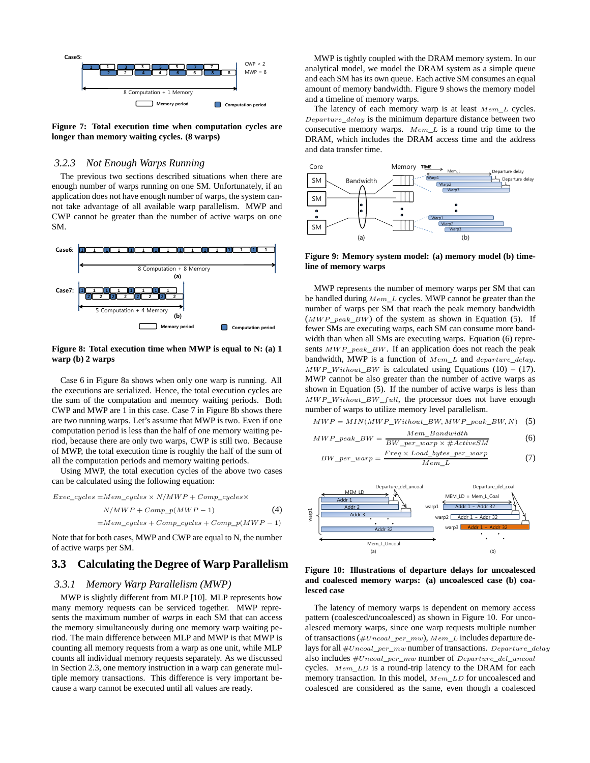Figure 7: Total execution time when computation cycles are longer than memory waiting cycles. (8 warps)

### 3.2.3 Not Enough Warps Running

The previous two sections described situations when there are enough number of warps running on one SM. Unfortunately, if an application does not have enough number of warps, the system cannot take advantage of all available warp parallelism. MWP and CWP cannot be greater than the number of active warps on one SM.

Figure 8: Total execution time when MWP is equal to N: (a) 1 warp (b) 2 warps

Case 6 in Figure 8a shows when only one warp is running. All the executions are serialized. Hence, the total execution cycles are the sum of the computation and memory waiting periods. Both CWP and MWP are 1 in this case. Case 7 in Figure 8b shows there are two running warps. Let's assume that MWP is two. Even if one computation period is less than the half of one memory waiting period, because there are only two warps, CWP is still two. Because of MWP, the total execution time is roughly the half of the sum of all the computation periods and memory waiting periods.

Using MWP, the total execution cycles of the above two cases can be calculated using the following equation:

$$
\begin{aligned}
Exec\_cycles =& Mem\_cycles \times N/MWP + Comp\_cycles \times \\
& N/MWP + Comp\_p(MWP-1) \qquad (4)\\
=& Mem\_cycles + Comp\_cycles + Comp\_p(MWP-1)
\end{aligned}
$$

Note that for both cases, MWP and CWP are equal to N, the number of active warps per SM.

## 3.3 Calculating the Degree of Warp Parallelism

### 3.3.1 Memory Warp Parallelism (MWP)

MWP is slightly different from MLP [10]. MLP represents how many memory requests can be serviced together. MWP represents the maximum number of *warps* in each SM that can access the memory simultaneously during one memory warp waiting period. The main difference between MLP and MWP is that MWP is counting all memory requests from a warp as one unit, while MLP counts all individual memory requests separately. As we discussed in Section 2.3, one memory instruction in a warp can generate multiple memory transactions. This difference is very important because a warp cannot be executed until all values are ready.

MWP is tightly coupled with the DRAM memory system. In our analytical model, we model the DRAM system as a simple queue and each SM has its own queue. Each active SM consumes an equal amount of memory bandwidth. Figure 9 shows the memory model and a timeline of memory warps.

The latency of each memory warp is at least $Mem\_L$ cycles. $Departure\_delay$ is the minimum departure distance between two consecutive memory warps. $Mem\_L$ is a round trip time to the DRAM, which includes the DRAM access time and the address and data transfer time.

Figure 9: Memory system model: (a) memory model (b) timeline of memory warps

MWP represents the number of memory warps per SM that can be handled during $Mem\_L$ cycles. MWP cannot be greater than the number of warps per SM that reach the peak memory bandwidth ($MWP\_peak\_BW$) of the system as shown in Equation (5). If fewer SMs are executing warps, each SM can consume more bandwidth than when all SMs are executing warps. Equation (6) represents $MWP\_peak\_BW$. If an application does not reach the peak bandwidth, MWP is a function of $Mem\_L$ and $departure\_delay$. $MWP\_Without\_BW$ is calculated using Equations (10) – (17). MWP cannot be also greater than the number of active warps as shown in Equation (5). If the number of active warps is less than $MWP\_Without\_BW\_full$, the processor does not have enough number of warps to utilize memory level parallelism.

$$MWP = MIN(MWP\_Without\_BW, MWP\_peak\_BW, N) \quad (5)$$

$$MWP\_peak\_BW = \frac{Mem\_Bandwidth}{BW\_per\_warp \times \#ActiveSM} \quad (6)$$

$$BW\_per\_warp = \frac{Freq \times Load\_bytes\_per\_warp}{Mem\_L} \quad (7)$$

Figure 10: Illustrations of departure delays for uncoalesced and coalesced memory warps: (a) uncoalesced case (b) coalesced case

The latency of memory warps is dependent on memory access pattern (coalesced/uncoalesced) as shown in Figure 10. For uncoalesced memory warps, since one warp requests multiple number of transactions ($\#Uncoal\_per\_mw$), $Mem\_L$ includes departure delays for all $\#Uncoal\_per\_mw$ number of transactions. $Departure\_delay$ also includes $\#Uncoal\_per\_mw$ number of $Departure\_del\_uncoal$ cycles. $Mem\_LD$ is a round-trip latency to the DRAM for each memory transaction. In this model, $Mem\_LD$ for uncoalesced and coalesced are considered as the same, even though a coalesced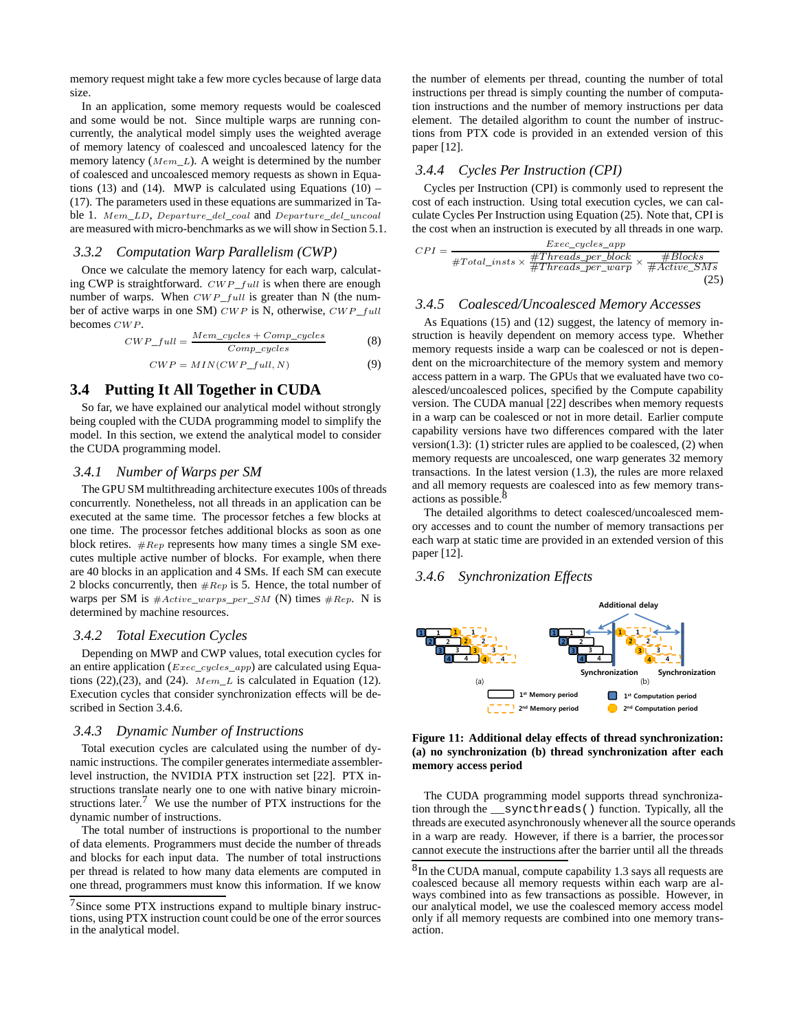memory request might take a few more cycles because of large data size.

In an application, some memory requests would be coalesced and some would be not. Since multiple warps are running concurrently, the analytical model simply uses the weighted average of memory latency of coalesced and uncoalesced latency for the memory latency ($Mem\_L$). A weight is determined by the number of coalesced and uncoalesced memory requests as shown in Equations (13) and (14). MWP is calculated using Equations (10) – (17). The parameters used in these equations are summarized in Table 1. $Mem\_LD$, $Departure\_del\_coal$ and $Departure\_del\_uncoal$ are measured with micro-benchmarks as we will show in Section 5.1.

### 3.3.2 Computation Warp Parallelism (CWP)

Once we calculate the memory latency for each warp, calculating CWP is straightforward. $CWP\_full$ is when there are enough number of warps. When $CWP\_full$ is greater than N (the number of active warps in one SM) $CWP$ is N, otherwise, $CWP\_full$ becomes $CWP$.

$$CWP\_full = \frac{Mem\_cycles + Comp\_cycles}{Comp\_cycles} \quad (8)$$

$$CWP = MIN(CWP\_full, N) \quad (9)$$

## 3.4 Putting It All Together in CUDA

So far, we have explained our analytical model without strongly being coupled with the CUDA programming model to simplify the model. In this section, we extend the analytical model to consider the CUDA programming model.

### 3.4.1 Number of Warps per SM

The GPU SM multithreading architecture executes 100s of threads concurrently. Nonetheless, not all threads in an application can be executed at the same time. The processor fetches a few blocks at one time. The processor fetches additional blocks as soon as one block retires. $\#Rep$ represents how many times a single SM executes multiple active number of blocks. For example, when there are 40 blocks in an application and 4 SMs. If each SM can execute 2 blocks concurrently, then $\#Rep$ is 5. Hence, the total number of warps per SM is $\#Active\_warps\_per\_SM$ (N) times $\#Rep$. N is determined by machine resources.

### 3.4.2 Total Execution Cycles

Depending on MWP and CWP values, total execution cycles for an entire application ($Exec\_cycles\_app$) are calculated using Equations (22),(23), and (24). $Mem\_L$ is calculated in Equation (12). Execution cycles that consider synchronization effects will be described in Section 3.4.6.

### 3.4.3 Dynamic Number of Instructions

Total execution cycles are calculated using the number of dynamic instructions. The compiler generates intermediate assembler-level instruction, the NVIDIA PTX instruction set [22]. PTX instructions translate nearly one to one with native binary microinstructions later.[7] We use the number of PTX instructions for the dynamic number of instructions.

The total number of instructions is proportional to the number of data elements. Programmers must decide the number of threads and blocks for each input data. The number of total instructions per thread is related to how many data elements are computed in one thread, programmers must know this information. If we know the number of elements per thread, counting the number of total instructions per thread is simply counting the number of computation instructions and the number of memory instructions per data element. The detailed algorithm to count the number of instructions from PTX code is provided in an extended version of this paper [12].

### 3.4.4 Cycles Per Instruction (CPI)

Cycles per Instruction (CPI) is commonly used to represent the cost of each instruction. Using total execution cycles, we can calculate Cycles Per Instruction using Equation (25). Note that, CPI is the cost when an instruction is executed by all threads in one warp.

$$CPI = \frac{Exec\_cycles\_app}{\#Total\_insts \times \frac{\#Threads\_per\_block}{\#Threads\_per\_warp} \times \frac{\#Blocks}{\#Active\_SMs}} \quad (25)$$

### 3.4.5 Coalesced/Uncoalesced Memory Accesses

As Equations (15) and (12) suggest, the latency of memory instruction is heavily dependent on memory access type. Whether memory requests inside a warp can be coalesced or not is dependent on the microarchitecture of the memory system and memory access pattern in a warp. The GPUs that we evaluated have two coalesced/uncoalesced polices, specified by the Compute capability version. The CUDA manual [22] describes when memory requests in a warp can be coalesced or not in more detail. Earlier compute capability versions have two differences compared with the later version(1.3): (1) stricter rules are applied to be coalesced, (2) when memory requests are uncoalesced, one warp generates 32 memory transactions. In the latest version (1.3), the rules are more relaxed and all memory requests are coalesced into as few memory transactions as possible.[8]

The detailed algorithms to detect coalesced/uncoalesced memory accesses and to count the number of memory transactions per each warp at static time are provided in an extended version of this paper [12].

### 3.4.6 Synchronization Effects

**Figure 11: Additional delay effects of thread synchronization: (a) no synchronization (b) thread synchronization after each memory access period**

The CUDA programming model supports thread synchronization through the `__syncthreads()` function. Typically, all the threads are executed asynchronously whenever all the source operands in a warp are ready. However, if there is a barrier, the processor cannot execute the instructions after the barrier until all the threads

[7] Since some PTX instructions expand to multiple binary instructions, using PTX instruction count could be one of the error sources in the analytical model.

[8] In the CUDA manual, compute capability 1.3 says all requests are coalesced because all memory requests within each warp are always combined into as few transactions as possible. However, in our analytical model, we use the coalesced memory access model only if all memory requests are combined into one memory transaction.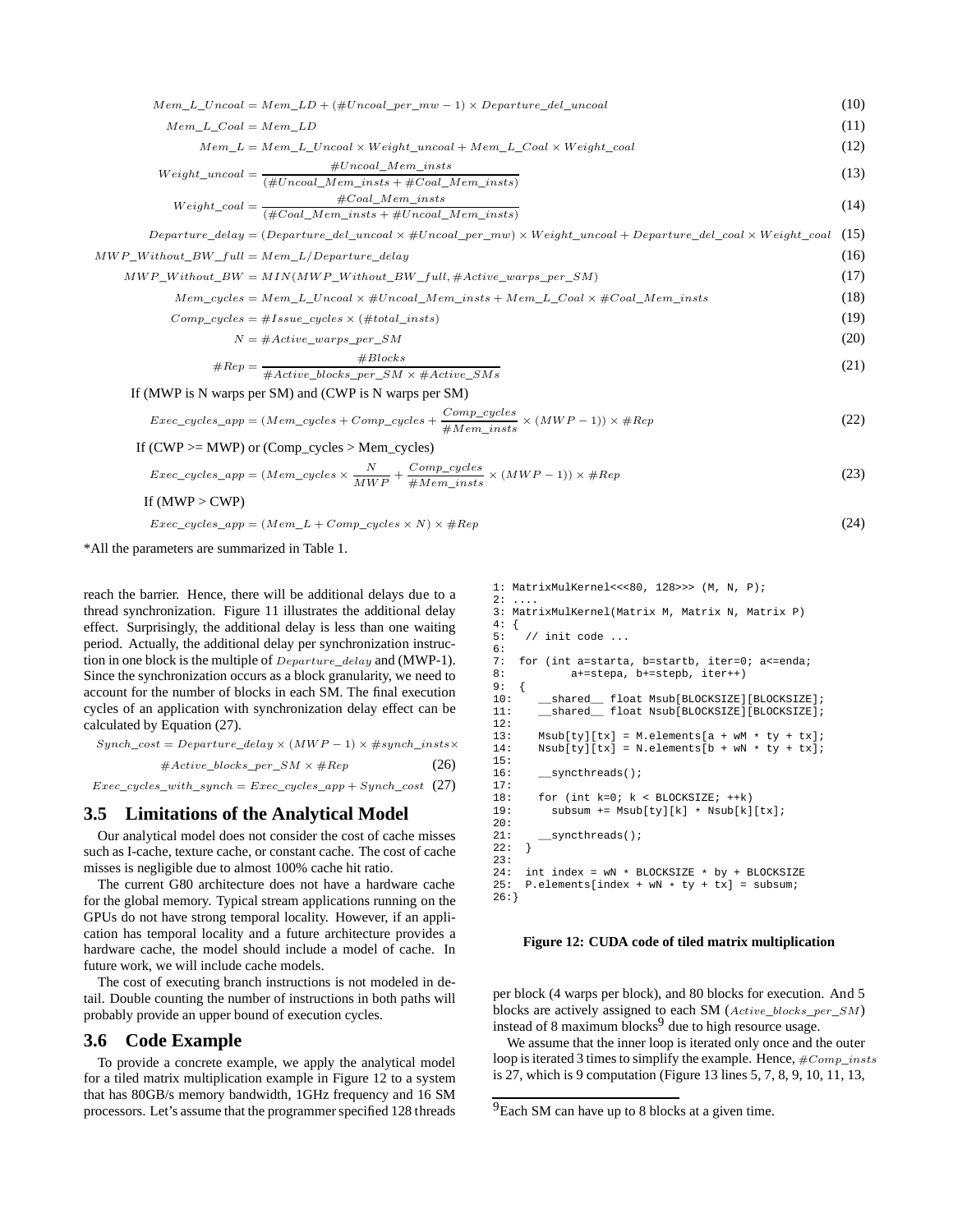$$Mem\_L\_Uncoal = Mem\_LD + (\#Uncoal\_per\_mw - 1) \times Departure\_del\_uncoal \quad (10)$$

$$Mem\_L\_Coal = Mem\_LD \quad (11)$$

$$Mem\_L = Mem\_L\_Uncoal \times Weight\_uncoal + Mem\_L\_Coal \times Weight\_coal \quad (12)$$

$$Weight\_uncoal = \frac{\#Uncoal\_Mem\_insts}{(\#Uncoal\_Mem\_insts + \#Coal\_Mem\_insts)} \quad (13)$$

$$Weight\_coal = \frac{\#Coal\_Mem\_insts}{(\#Coal\_Mem\_insts + \#Uncoal\_Mem\_insts)} \quad (14)$$

$$Departure\_delay = (Departure\_del\_uncoal \times \#Uncoal\_per\_mw) \times Weight\_uncoal + Departure\_del\_coal \times Weight\_coal \quad (15)$$

$$MWP\_Without\_BW\_full = Mem\_L/Departure\_delay \quad (16)$$

$$MWP\_Without\_BW = MIN(MWP\_Without\_BW\_full, \#Active\_warps\_per\_SM) \quad (17)$$

$$Mem\_cycles = Mem\_L\_Uncoal \times \#Uncoal\_Mem\_insts + Mem\_L\_Coal \times \#Coal\_Mem\_insts \quad (18)$$

$$Comp\_cycles = \#Issue\_cycles \times (\#total\_insts) \quad (19)$$

$$N = \#Active\_warps\_per\_SM \quad (20)$$

$$\#Rep = \frac{\#Blocks}{\#Active\_blocks\_per\_SM \times \#Active\_SMs} \quad (21)$$

If (MWP is N warps per SM) and (CWP is N warps per SM)

$$Exec\_cycles\_app = (Mem\_cycles + Comp\_cycles + \frac{Comp\_cycles}{\#Mem\_insts} \times (MWP - 1)) \times \#Rep \quad (22)$$

If (CWP >= MWP) or (Comp_cycles > Mem_cycles)

$$Exec\_cycles\_app = (Mem\_cycles \times \frac{N}{MWP} + \frac{Comp\_cycles}{\#Mem\_insts} \times (MWP - 1)) \times \#Rep \quad (23)$$

If (MWP > CWP)

$$Exec\_cycles\_app = (Mem\_L + Comp\_cycles \times N) \times \#Rep \quad (24)$$

*All the parameters are summarized in Table 1.

reach the barrier. Hence, there will be additional delays due to a thread synchronization. Figure 11 illustrates the additional delay effect. Surprisingly, the additional delay is less than one waiting period. Actually, the additional delay per synchronization instruction in one block is the multiple of $Departure\_delay$ and (MWP-1). Since the synchronization occurs as a block granularity, we need to account for the number of blocks in each SM. The final execution cycles of an application with synchronization delay effect can be calculated by Equation (27).

$$Synch\_cost = Departure\_delay \times (MWP - 1) \times \#synch\_insts \times \#Active\_blocks\_per\_SM \times \#Rep \quad (26)$$

$$Exec\_cycles\_with\_synch = Exec\_cycles\_app + Synch\_cost \quad (27)$$

## 3.5 Limitations of the Analytical Model

Our analytical model does not consider the cost of cache misses such as I-cache, texture cache, or constant cache. The cost of cache misses is negligible due to almost 100% cache hit ratio.

The current G80 architecture does not have a hardware cache for the global memory. Typical stream applications running on the GPUs do not have strong temporal locality. However, if an application has temporal locality and a future architecture provides a hardware cache, the model should include a model of cache. In future work, we will include cache models.

The cost of executing branch instructions is not modeled in detail. Double counting the number of instructions in both paths will probably provide an upper bound of execution cycles.

## 3.6 Code Example

To provide a concrete example, we apply the analytical model for a tiled matrix multiplication example in Figure 12 to a system that has 80GB/s memory bandwidth, 1GHz frequency and 16 SM processors. Let's assume that the programmer specified 128 threads per block (4 warps per block), and 80 blocks for execution. And 5 blocks are actively assigned to each SM ($Active\_blocks\_per\_SM$) instead of 8 maximum blocks[9] due to high resource usage.

```
1: MatrixMulKernel<<<80, 128>>> (M, N, P);
2: ....
3: MatrixMulKernel(Matrix M, Matrix N, Matrix P)
4: {
5:   // init code ...
6:
7:  for (int a=starta, b=startb, iter=0; a<=enda;
8:          a+=stepa, b+=stepb, iter++)
9:  {
10:     __shared__ float Msub[BLOCKSIZE][BLOCKSIZE];
11:     __shared__ float Nsub[BLOCKSIZE][BLOCKSIZE];
12:
13:     Msub[ty][tx] = M.elements[a + wM * ty + tx];
14:     Nsub[ty][tx] = N.elements[b + wN * ty + tx];
15:
16:     __syncthreads();
17:
18:     for (int k=0; k < BLOCKSIZE; ++k)
19:       subsum += Msub[ty][k] * Nsub[k][tx];
20:
21:     __syncthreads();
22:  }
23:
24:  int index = wN * BLOCKSIZE * by + BLOCKSIZE
25:  P.elements[index + wN * ty + tx] = subsum;
26:}
```

**Figure 12: CUDA code of tiled matrix multiplication**

We assume that the inner loop is iterated only once and the outer loop is iterated 3 times to simplify the example. Hence, $\#Comp\_insts$ is 27, which is 9 computation (Figure 13 lines 5, 7, 8, 9, 10, 11, 13,

[9]Each SM can have up to 8 blocks at a given time.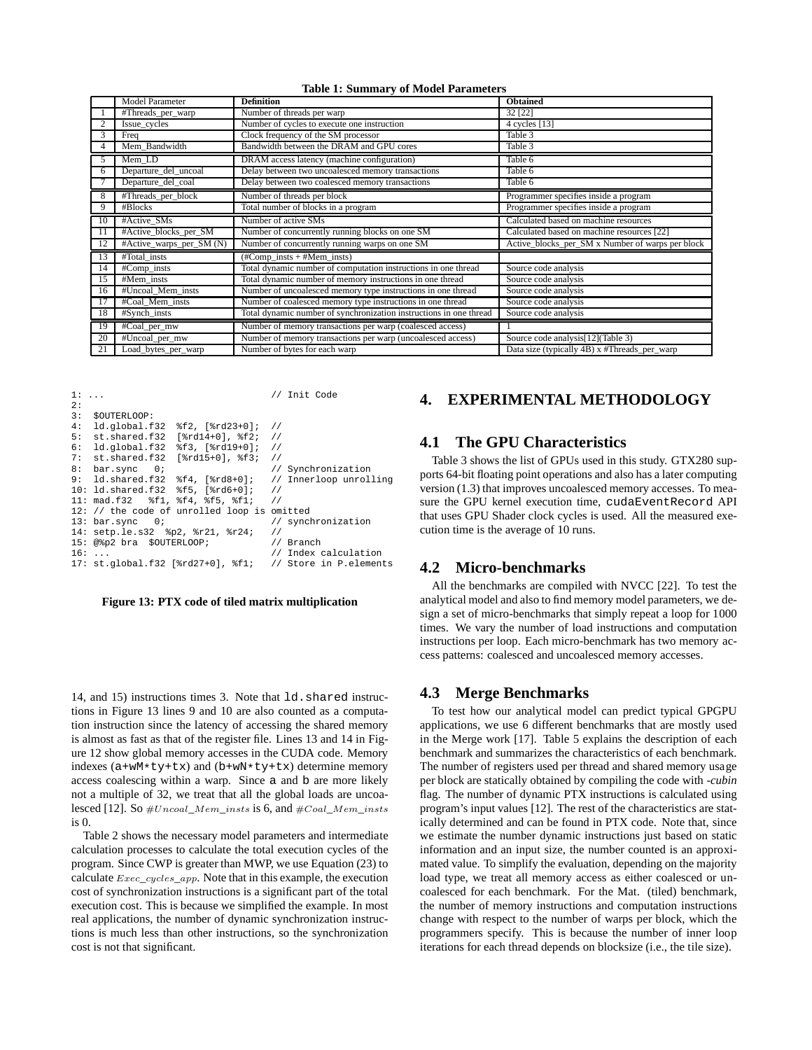**Table 1: Summary of Model Parameters**

| | Model Parameter | Definition | Obtained |
|---|---|---|---|
| 1 | #Threads_per_warp | Number of threads per warp | 32 [22] |
| 2 | Issue_cycles | Number of cycles to execute one instruction | 4 cycles [13] |
| 3 | Freq | Clock frequency of the SM processor | Table 3 |
| 4 | Mem_Bandwidth | Bandwidth between the DRAM and GPU cores | Table 3 |
| 5 | Mem_LD | DRAM access latency (machine configuration) | Table 6 |
| 6 | Departure_del_uncoal | Delay between two uncoalesced memory transactions | Table 6 |
| 7 | Departure_del_coal | Delay between two coalesced memory transactions | Table 6 |
| 8 | #Threads_per_block | Number of threads per block | Programmer specifies inside a program |
| 9 | #Blocks | Total number of blocks in a program | Programmer specifies inside a program |
| 10 | #Active_SMs | Number of active SMs | Calculated based on machine resources |
| 11 | #Active_blocks_per_SM | Number of concurrently running blocks on one SM | Calculated based on machine resources [22] |
| 12 | #Active_warps_per_SM (N) | Number of concurrently running warps on one SM | Active_blocks_per_SM x Number of warps per block |
| 13 | #Total_insts | (#Comp_insts + #Mem_insts) | |
| 14 | #Comp_insts | Total dynamic number of computation instructions in one thread | Source code analysis |
| 15 | #Mem_insts | Total dynamic number of memory instructions in one thread | Source code analysis |
| 16 | #Uncoal_Mem_insts | Number of uncoalesced memory type instructions in one thread | Source code analysis |
| 17 | #Coal_Mem_insts | Number of coalesced memory type instructions in one thread | Source code analysis |
| 18 | #Synch_insts | Total dynamic number of synchronization instructions in one thread | Source code analysis |
| 19 | #Coal_per_mw | Number of memory transactions per warp (coalesced access) | 1 |
| 20 | #Uncoal_per_mw | Number of memory transactions per warp (uncoalesced access) | Source code analysis[12](Table 3) |
| 21 | Load_bytes_per_warp | Number of bytes for each warp | Data size (typically 4B) x #Threads_per_warp |

```
1: ...                                  // Init Code
2:
3:  $OUTERLOOP:
4:  ld.global.f32  %f2, [%rd23+0];  //
5:  st.shared.f32  [%rd14+0], %f2;  //
6:  ld.global.f32  %f3, [%rd19+0];  //
7:  st.shared.f32  [%rd15+0], %f3;  //
8:  bar.sync   0;                    // Synchronization
9:  ld.shared.f32  %f4, [%rd8+0];   // Innerloop unrolling
10: ld.shared.f32  %f5, [%rd6+0];   //
11: mad.f32   %f1, %f4, %f5, %f1;   //
12: // the code of unrolled loop is omitted
13: bar.sync   0;                    // synchronization
14: setp.le.s32  %p2, %r21, %r24;   //
15: @%p2 bra  $OUTERLOOP;           // Branch
16: ...                              // Index calculation
17: st.global.f32 [%rd27+0], %f1;   // Store in P.elements
```

**Figure 13: PTX code of tiled matrix multiplication**

14, and 15) instructions times 3. Note that `ld.shared` instructions in Figure 13 lines 9 and 10 are also counted as a computation instruction since the latency of accessing the shared memory is almost as fast as that of the register file. Lines 13 and 14 in Figure 12 show global memory accesses in the CUDA code. Memory indexes (`a+wM*ty+tx`) and (`b+wN*ty+tx`) determine memory access coalescing within a warp. Since `a` and `b` are more likely not a multiple of 32, we treat that all the global loads are uncoalesced [12]. So $\#Uncoal\_Mem\_insts$ is 6, and $\#Coal\_Mem\_insts$ is 0.

Table 2 shows the necessary model parameters and intermediate calculation processes to calculate the total execution cycles of the program. Since CWP is greater than MWP, we use Equation (23) to calculate $Exec\_cycles\_app$. Note that in this example, the execution cost of synchronization instructions is a significant part of the total execution cost. This is because we simplified the example. In most real applications, the number of dynamic synchronization instructions is much less than other instructions, so the synchronization cost is not that significant.

# 4. EXPERIMENTAL METHODOLOGY

## 4.1 The GPU Characteristics

Table 3 shows the list of GPUs used in this study. GTX280 supports 64-bit floating point operations and also has a later computing version (1.3) that improves uncoalesced memory accesses. To measure the GPU kernel execution time, `cudaEventRecord` API that uses GPU Shader clock cycles is used. All the measured execution time is the average of 10 runs.

## 4.2 Micro-benchmarks

All the benchmarks are compiled with NVCC [22]. To test the analytical model and also to find memory model parameters, we design a set of micro-benchmarks that simply repeat a loop for 1000 times. We vary the number of load instructions and computation instructions per loop. Each micro-benchmark has two memory access patterns: coalesced and uncoalesced memory accesses.

## 4.3 Merge Benchmarks

To test how our analytical model can predict typical GPGPU applications, we use 6 different benchmarks that are mostly used in the Merge work [17]. Table 5 explains the description of each benchmark and summarizes the characteristics of each benchmark. The number of registers used per thread and shared memory usage per block are statically obtained by compiling the code with *-cubin* flag. The number of dynamic PTX instructions is calculated using program's input values [12]. The rest of the characteristics are statically determined and can be found in PTX code. Note that, since we estimate the number dynamic instructions just based on static information and an input size, the number counted is an approximated value. To simplify the evaluation, depending on the majority load type, we treat all memory access as either coalesced or uncoalesced for each benchmark. For the Mat. (tiled) benchmark, the number of memory instructions and computation instructions change with respect to the number of warps per block, which the programmers specify. This is because the number of inner loop iterations for each thread depends on blocksize (i.e., the tile size).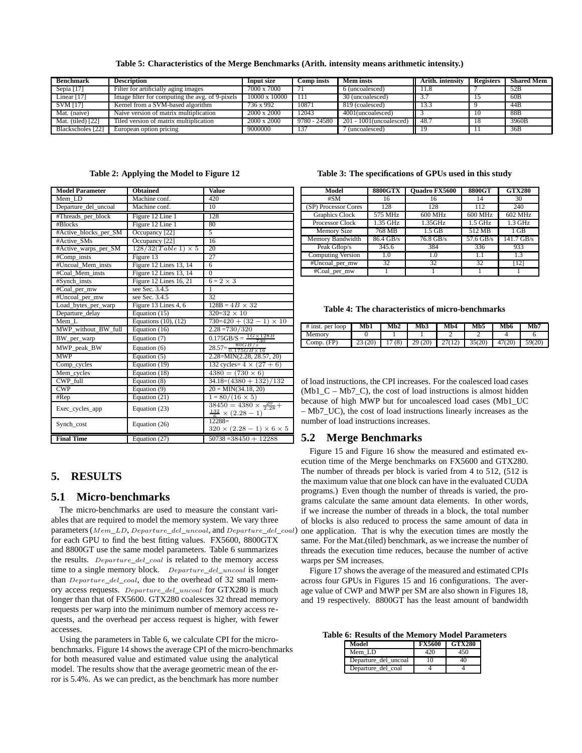**Table 5: Characteristics of the Merge Benchmarks (Arith. intensity means arithmetic intensity.)**

| Benchmark | Description | Input size | Comp insts | Mem insts | Arith. intensity | Registers | Shared Mem |
|---|---|---|---|---|---|---|---|
| Sepia [17] | Filter for artificially aging images | 7000 x 7000 | 71 | 6 (uncoalesced) | 11.8 | 7 | 52B |
| Linear [17] | Image filter for computing the avg. of 9-pixels | 10000 x 10000 | 111 | 30 (uncoalesced) | 3.7 | 15 | 60B |
| SVM [17] | Kernel from a SVM-based algorithm | 736 x 992 | 10871 | 819 (coalesced) | 13.3 | 9 | 44B |
| Mat. (naive) | Naive version of matrix multiplication | 2000 x 2000 | 12043 | 4001(uncoalesced) | 3 | 10 | 88B |
| Mat. (tiled) [22] | Tiled version of matrix multiplication | 2000 x 2000 | 9780 - 24580 | 201 - 1001(uncoalesced) | 48.7 | 18 | 3960B |
| Blackscholes [22] | European option pricing | 9000000 | 137 | 7 (uncoalesced) | 19 | 11 | 36B |

**Table 2: Applying the Model to Figure 12**

| Model Parameter | Obtained | Value |
|---|---|---|
| Mem_LD | Machine conf. | 420 |
| Departure_del_uncoal | Machine conf. | 10 |
| #Threads_per_block | Figure 12 Line 1 | 128 |
| #Blocks | Figure 12 Line 1 | 80 |
| #Active_blocks_per_SM | Occupancy [22] | 5 |
| #Active_SMs | Occupancy [22] | 16 |
| #Active_warps_per_SM | $128/32(Table\ 1) \times 5$ | 20 |
| #Comp_insts | Figure 13 | 27 |
| #Uncoal_Mem_insts | Figure 12 Lines 13, 14 | 6 |
| #Coal_Mem_insts | Figure 12 Lines 13, 14 | 0 |
| #Synch_insts | Figure 12 Lines 16, 21 | $6 = 2 \times 3$ |
| #Coal_per_mw | see Sec. 3.4.5 | 1 |
| #Uncoal_per_mw | see Sec. 3.4.5 | 32 |
| Load_bytes_per_warp | Figure 13 Lines 4, 6 | $128\text{B} = 4B \times 32$ |
| Departure_delay | Equation (15) | $320{=}32 \times 10$ |
| Mem_L | Equations (10), (12) | $730{=}420 + (32-1) \times 10$ |
| MWP_without_BW_full | Equation (16) | $2.28 = 730/320$ |
| BW_per_warp | Equation (7) | $0.175\text{GB/S} = \frac{1G \times 128B}{730}$ |
| MWP_peak_BW | Equation (6) | $28.57{=}\frac{80GB/s}{0.175GB \times 16}$ |
| MWP | Equation (5) | 2.28=MIN(2.28, 28.57, 20) |
| Comp_cycles | Equation (19) | 132 cycles$= 4 \times (27+6)$ |
| Mem_cycles | Equation (18) | $4380 = (730 \times 6)$ |
| CWP_full | Equation (8) | $34.18{=}(4380+132)/132$ |
| CWP | Equation (9) | 20 = MIN(34.18, 20) |
| #Rep | Equation (21) | $1 = 80/(16 \times 5)$ |
| Exec_cycles_app | Equation (23) | $38450 = 4380 \times \frac{20}{2.28} + \frac{132}{6} \times (2.28-1)$ |
| Synch_cost | Equation (26) | $12288 = 320 \times (2.28-1) \times 6 \times 5$ |
| **Final Time** | Equation (27) | $50738 = 38450 + 12288$ |

**Table 3: The specifications of GPUs used in this study**

| Model | 8800GTX | Quadro FX5600 | 8800GT | GTX280 |
|---|---|---|---|---|
| #SM | 16 | 16 | 14 | 30 |
| (SP) Processor Cores | 128 | 128 | 112 | 240 |
| Graphics Clock | 575 MHz | 600 MHz | 600 MHz | 602 MHz |
| Processor Clock | 1.35 GHz | 1.35GHz | 1.5 GHz | 1.3 GHz |
| Memory Size | 768 MB | 1.5 GB | 512 MB | 1 GB |
| Memory Bandwidth | 86.4 GB/s | 76.8 GB/s | 57.6 GB/s | 141.7 GB/s |
| Peak Gflop/s | 345.6 | 384 | 336 | 933 |
| Computing Version | 1.0 | 1.0 | 1.1 | 1.3 |
| #Uncoal_per_mw | 32 | 32 | 32 | [12] |
| #Coal_per_mw | 1 | 1 | 1 | 1 |

**Table 4: The characteristics of micro-benchmarks**

| # inst. per loop | Mb1 | Mb2 | Mb3 | Mb4 | Mb5 | Mb6 | Mb7 |
|---|---|---|---|---|---|---|---|
| Memory | 0 | 1 | 1 | 2 | 2 | 4 | 6 |
| Comp. (FP) | 23 (20) | 17 (8) | 29 (20) | 27(12) | 35(20) | 47(20) | 59(20) |

## 5. RESULTS

### 5.1 Micro-benchmarks

The micro-benchmarks are used to measure the constant variables that are required to model the memory system. We vary three parameters ($Mem\_LD$, $Departure\_del\_uncoal$, and $Departure\_del\_coal$) for each GPU to find the best fitting values. FX5600, 8800GTX and 8800GT use the same model parameters. Table 6 summarizes the results. $Departure\_del\_coal$ is related to the memory access time to a single memory block. $Departure\_del\_uncoal$ is longer than $Departure\_del\_coal$, due to the overhead of 32 small memory access requests. $Departure\_del\_uncoal$ for GTX280 is much longer than that of FX5600. GTX280 coalesces 32 thread memory requests per warp into the minimum number of memory access requests, and the overhead per access request is higher, with fewer accesses.

Using the parameters in Table 6, we calculate CPI for the micro-benchmarks. Figure 14 shows the average CPI of the micro-benchmarks for both measured value and estimated value using the analytical model. The results show that the average geometric mean of the error is 5.4%. As we can predict, as the benchmark has more number of load instructions, the CPI increases. For the coalesced load cases (Mb1_C – Mb7_C), the cost of load instructions is almost hidden because of high MWP but for uncoalesced load cases (Mb1_UC – Mb7_UC), the cost of load instructions linearly increases as the number of load instructions increases.

### 5.2 Merge Benchmarks

Figure 15 and Figure 16 show the measured and estimated execution time of the Merge benchmarks on FX5600 and GTX280. The number of threads per block is varied from 4 to 512, (512 is the maximum value that one block can have in the evaluated CUDA programs.) Even though the number of threads is varied, the programs calculate the same amount data elements. In other words, if we increase the number of threads in a block, the total number of blocks is also reduced to process the same amount of data in one application. That is why the execution times are mostly the same. For the Mat.(tiled) benchmark, as we increase the number of threads the execution time reduces, because the number of active warps per SM increases.

Figure 17 shows the average of the measured and estimated CPIs across four GPUs in Figures 15 and 16 configurations. The average value of CWP and MWP per SM are also shown in Figures 18, and 19 respectively. 8800GT has the least amount of bandwidth

**Table 6: Results of the Memory Model Parameters**

| Model | FX5600 | GTX280 |
|---|---|---|
| Mem_LD | 420 | 450 |
| Departure_del_uncoal | 10 | 40 |
| Departure_del_coal | 4 | 4 |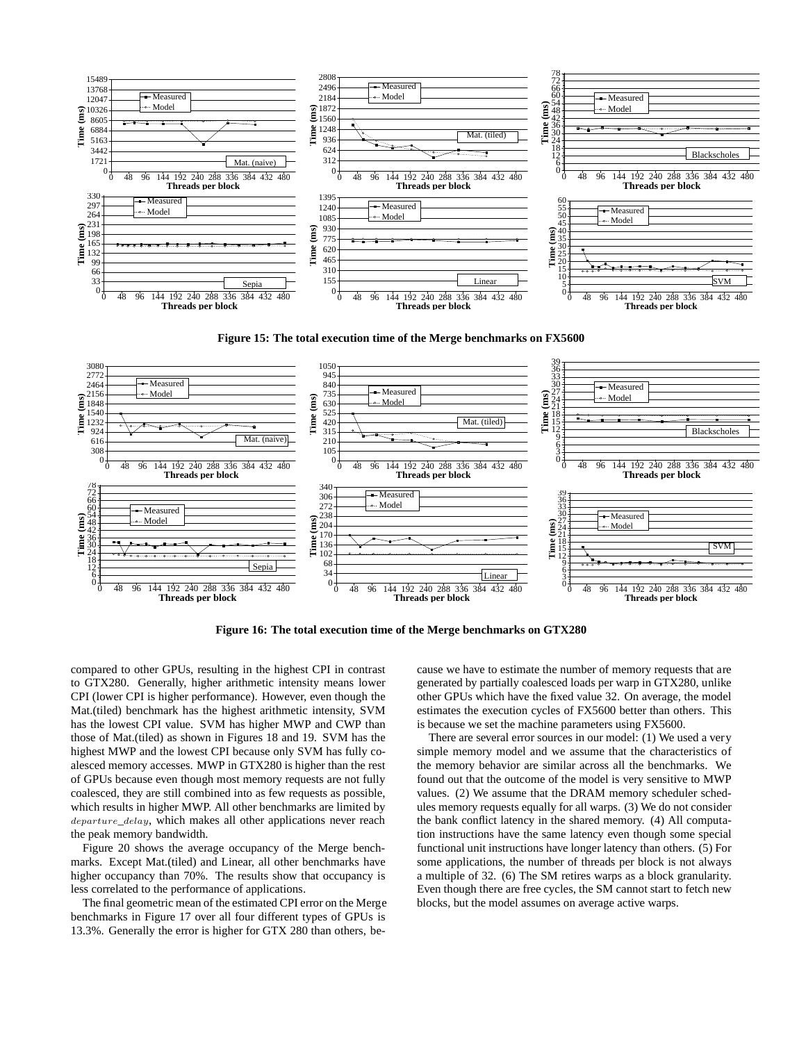Figure 15: The total execution time of the Merge benchmarks on FX5600

Figure 16: The total execution time of the Merge benchmarks on GTX280

compared to other GPUs, resulting in the highest CPI in contrast to GTX280. Generally, higher arithmetic intensity means lower CPI (lower CPI is higher performance). However, even though the Mat.(tiled) benchmark has the highest arithmetic intensity, SVM has the lowest CPI value. SVM has higher MWP and CWP than those of Mat.(tiled) as shown in Figures 18 and 19. SVM has the highest MWP and the lowest CPI because only SVM has fully coalesced memory accesses. MWP in GTX280 is higher than the rest of GPUs because even though most memory requests are not fully coalesced, they are still combined into as few requests as possible, which results in higher MWP. All other benchmarks are limited by $departure\_delay$, which makes all other applications never reach the peak memory bandwidth.

Figure 20 shows the average occupancy of the Merge benchmarks. Except Mat.(tiled) and Linear, all other benchmarks have higher occupancy than 70%. The results show that occupancy is less correlated to the performance of applications.

The final geometric mean of the estimated CPI error on the Merge benchmarks in Figure 17 over all four different types of GPUs is 13.3%. Generally the error is higher for GTX 280 than others, because we have to estimate the number of memory requests that are generated by partially coalesced loads per warp in GTX280, unlike other GPUs which have the fixed value 32. On average, the model estimates the execution cycles of FX5600 better than others. This is because we set the machine parameters using FX5600.

There are several error sources in our model: (1) We used a very simple memory model and we assume that the characteristics of the memory behavior are similar across all the benchmarks. We found out that the outcome of the model is very sensitive to MWP values. (2) We assume that the DRAM memory scheduler schedules memory requests equally for all warps. (3) We do not consider the bank conflict latency in the shared memory. (4) All computation instructions have the same latency even though some special functional unit instructions have longer latency than others. (5) For some applications, the number of threads per block is not always a multiple of 32. (6) The SM retires warps as a block granularity. Even though there are free cycles, the SM cannot start to fetch new blocks, but the model assumes on average active warps.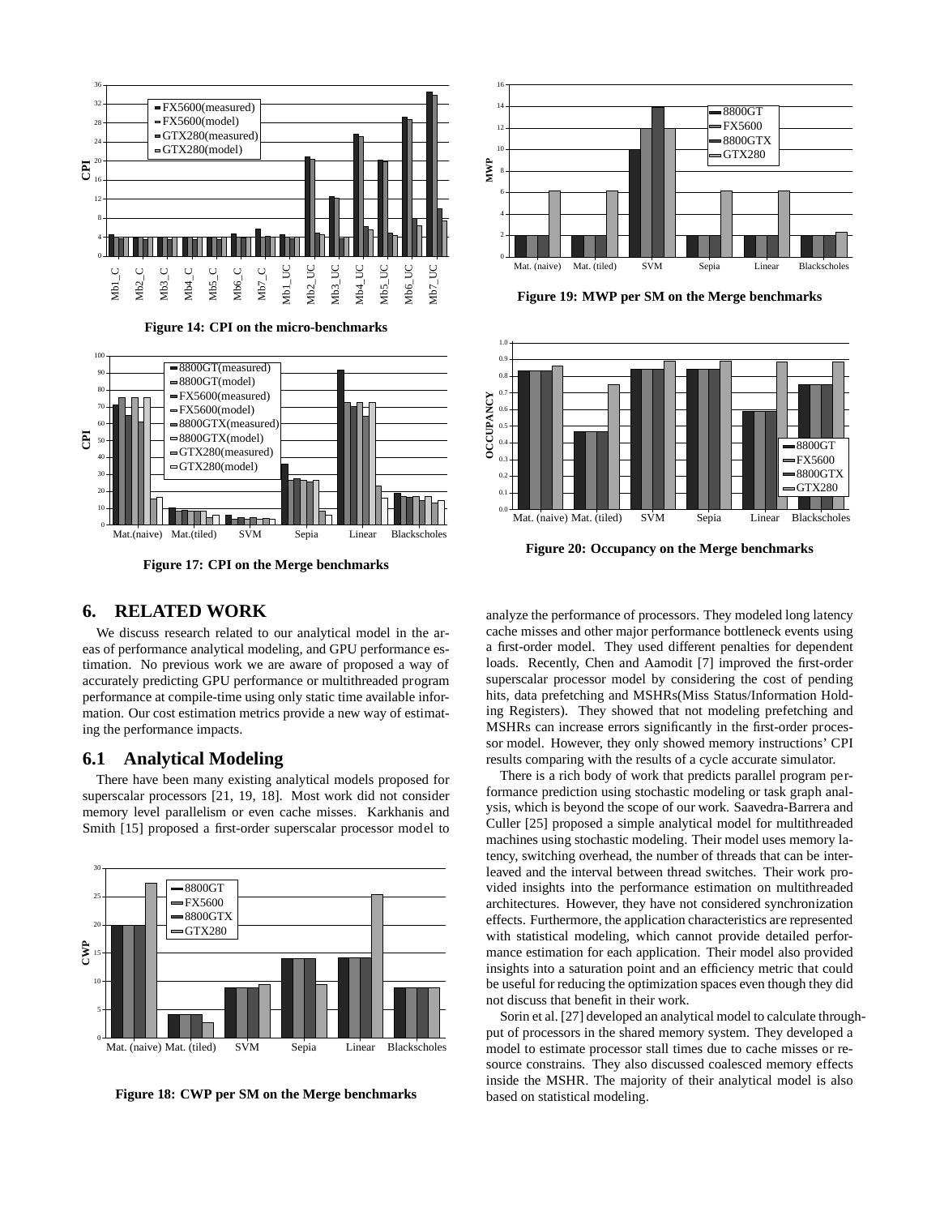Figure 14: CPI on the micro-benchmarks

Figure 17: CPI on the Merge benchmarks

Figure 19: MWP per SM on the Merge benchmarks

Figure 20: Occupancy on the Merge benchmarks

## 6. RELATED WORK

We discuss research related to our analytical model in the areas of performance analytical modeling, and GPU performance estimation. No previous work we are aware of proposed a way of accurately predicting GPU performance or multithreaded program performance at compile-time using only static time available information. Our cost estimation metrics provide a new way of estimating the performance impacts.

### 6.1 Analytical Modeling

There have been many existing analytical models proposed for superscalar processors [21, 19, 18]. Most work did not consider memory level parallelism or even cache misses. Karkhanis and Smith [15] proposed a first-order superscalar processor model to analyze the performance of processors. They modeled long latency cache misses and other major performance bottleneck events using a first-order model. They used different penalties for dependent loads. Recently, Chen and Aamodit [7] improved the first-order superscalar processor model by considering the cost of pending hits, data prefetching and MSHRs(Miss Status/Information Holding Registers). They showed that not modeling prefetching and MSHRs can increase errors significantly in the first-order processor model. However, they only showed memory instructions' CPI results comparing with the results of a cycle accurate simulator.

Figure 18: CWP per SM on the Merge benchmarks

There is a rich body of work that predicts parallel program performance prediction using stochastic modeling or task graph analysis, which is beyond the scope of our work. Saavedra-Barrera and Culler [25] proposed a simple analytical model for multithreaded machines using stochastic modeling. Their model uses memory latency, switching overhead, the number of threads that can be interleaved and the interval between thread switches. Their work provided insights into the performance estimation on multithreaded architectures. However, they have not considered synchronization effects. Furthermore, the application characteristics are represented with statistical modeling, which cannot provide detailed performance estimation for each application. Their model also provided insights into a saturation point and an efficiency metric that could be useful for reducing the optimization spaces even though they did not discuss that benefit in their work.

Sorin et al. [27] developed an analytical model to calculate throughput of processors in the shared memory system. They developed a model to estimate processor stall times due to cache misses or resource constrains. They also discussed coalesced memory effects inside the MSHR. The majority of their analytical model is also based on statistical modeling.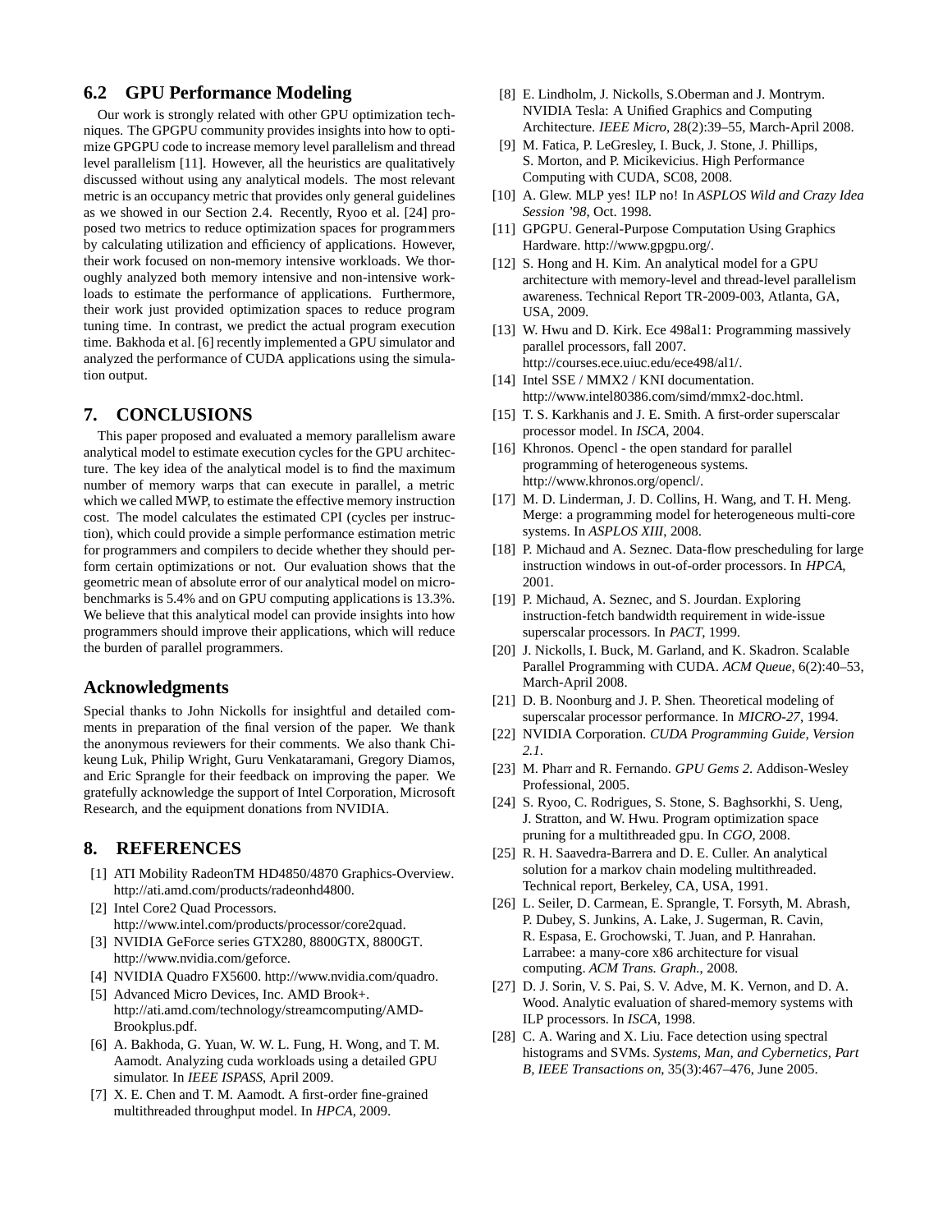## 6.2 GPU Performance Modeling

Our work is strongly related with other GPU optimization techniques. The GPGPU community provides insights into how to optimize GPGPU code to increase memory level parallelism and thread level parallelism [11]. However, all the heuristics are qualitatively discussed without using any analytical models. The most relevant metric is an occupancy metric that provides only general guidelines as we showed in our Section 2.4. Recently, Ryoo et al. [24] proposed two metrics to reduce optimization spaces for programmers by calculating utilization and efficiency of applications. However, their work focused on non-memory intensive workloads. We thoroughly analyzed both memory intensive and non-intensive workloads to estimate the performance of applications. Furthermore, their work just provided optimization spaces to reduce program tuning time. In contrast, we predict the actual program execution time. Bakhoda et al. [6] recently implemented a GPU simulator and analyzed the performance of CUDA applications using the simulation output.

# 7. CONCLUSIONS

This paper proposed and evaluated a memory parallelism aware analytical model to estimate execution cycles for the GPU architecture. The key idea of the analytical model is to find the maximum number of memory warps that can execute in parallel, a metric which we called MWP, to estimate the effective memory instruction cost. The model calculates the estimated CPI (cycles per instruction), which could provide a simple performance estimation metric for programmers and compilers to decide whether they should perform certain optimizations or not. Our evaluation shows that the geometric mean of absolute error of our analytical model on micro-benchmarks is 5.4% and on GPU computing applications is 13.3%. We believe that this analytical model can provide insights into how programmers should improve their applications, which will reduce the burden of parallel programmers.

## Acknowledgments

Special thanks to John Nickolls for insightful and detailed comments in preparation of the final version of the paper. We thank the anonymous reviewers for their comments. We also thank Chi-keung Luk, Philip Wright, Guru Venkataramani, Gregory Diamos, and Eric Sprangle for their feedback on improving the paper. We gratefully acknowledge the support of Intel Corporation, Microsoft Research, and the equipment donations from NVIDIA.

# 8. REFERENCES

[1] ATI Mobility RadeonTM HD4850/4870 Graphics-Overview. http://ati.amd.com/products/radeonhd4800.

[2] Intel Core2 Quad Processors. http://www.intel.com/products/processor/core2quad.

[3] NVIDIA GeForce series GTX280, 8800GTX, 8800GT. http://www.nvidia.com/geforce.

[4] NVIDIA Quadro FX5600. http://www.nvidia.com/quadro.

[5] Advanced Micro Devices, Inc. AMD Brook+. http://ati.amd.com/technology/streamcomputing/AMD-Brookplus.pdf.

[6] A. Bakhoda, G. Yuan, W. W. L. Fung, H. Wong, and T. M. Aamodt. Analyzing cuda workloads using a detailed GPU simulator. In *IEEE ISPASS*, April 2009.

[7] X. E. Chen and T. M. Aamodt. A first-order fine-grained multithreaded throughput model. In *HPCA*, 2009.

[8] E. Lindholm, J. Nickolls, S.Oberman and J. Montrym. NVIDIA Tesla: A Unified Graphics and Computing Architecture. *IEEE Micro*, 28(2):39–55, March-April 2008.

[9] M. Fatica, P. LeGresley, I. Buck, J. Stone, J. Phillips, S. Morton, and P. Micikevicius. High Performance Computing with CUDA, SC08, 2008.

[10] A. Glew. MLP yes! ILP no! In *ASPLOS Wild and Crazy Idea Session '98*, Oct. 1998.

[11] GPGPU. General-Purpose Computation Using Graphics Hardware. http://www.gpgpu.org/.

[12] S. Hong and H. Kim. An analytical model for a GPU architecture with memory-level and thread-level parallelism awareness. Technical Report TR-2009-003, Atlanta, GA, USA, 2009.

[13] W. Hwu and D. Kirk. Ece 498al1: Programming massively parallel processors, fall 2007. http://courses.ece.uiuc.edu/ece498/al1/.

[14] Intel SSE / MMX2 / KNI documentation. http://www.intel80386.com/simd/mmx2-doc.html.

[15] T. S. Karkhanis and J. E. Smith. A first-order superscalar processor model. In *ISCA*, 2004.

[16] Khronos. Opencl - the open standard for parallel programming of heterogeneous systems. http://www.khronos.org/opencl/.

[17] M. D. Linderman, J. D. Collins, H. Wang, and T. H. Meng. Merge: a programming model for heterogeneous multi-core systems. In *ASPLOS XIII*, 2008.

[18] P. Michaud and A. Seznec. Data-flow prescheduling for large instruction windows in out-of-order processors. In *HPCA*, 2001.

[19] P. Michaud, A. Seznec, and S. Jourdan. Exploring instruction-fetch bandwidth requirement in wide-issue superscalar processors. In *PACT*, 1999.

[20] J. Nickolls, I. Buck, M. Garland, and K. Skadron. Scalable Parallel Programming with CUDA. *ACM Queue*, 6(2):40–53, March-April 2008.

[21] D. B. Noonburg and J. P. Shen. Theoretical modeling of superscalar processor performance. In *MICRO-27*, 1994.

[22] NVIDIA Corporation. *CUDA Programming Guide, Version 2.1*.

[23] M. Pharr and R. Fernando. *GPU Gems 2*. Addison-Wesley Professional, 2005.

[24] S. Ryoo, C. Rodrigues, S. Stone, S. Baghsorkhi, S. Ueng, J. Stratton, and W. Hwu. Program optimization space pruning for a multithreaded gpu. In *CGO*, 2008.

[25] R. H. Saavedra-Barrera and D. E. Culler. An analytical solution for a markov chain modeling multithreaded. Technical report, Berkeley, CA, USA, 1991.

[26] L. Seiler, D. Carmean, E. Sprangle, T. Forsyth, M. Abrash, P. Dubey, S. Junkins, A. Lake, J. Sugerman, R. Cavin, R. Espasa, E. Grochowski, T. Juan, and P. Hanrahan. Larrabee: a many-core x86 architecture for visual computing. *ACM Trans. Graph.*, 2008.

[27] D. J. Sorin, V. S. Pai, S. V. Adve, M. K. Vernon, and D. A. Wood. Analytic evaluation of shared-memory systems with ILP processors. In *ISCA*, 1998.

[28] C. A. Waring and X. Liu. Face detection using spectral histograms and SVMs. *Systems, Man, and Cybernetics, Part B, IEEE Transactions on*, 35(3):467–476, June 2005.